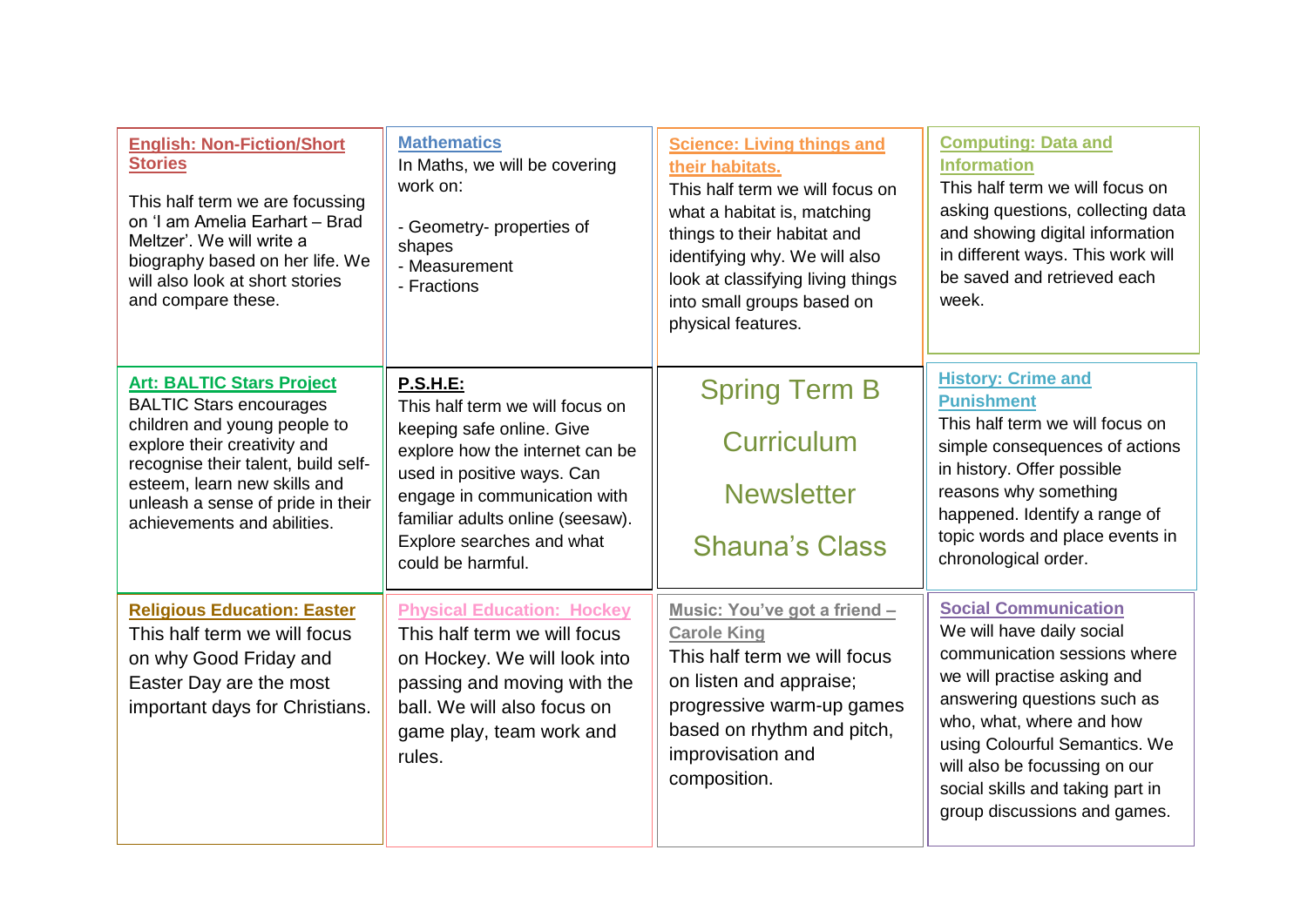# Spring Term B Curriculum Newsletter

## Shauna's Class

### English: Non-Fiction/Short Stories

This half term we are focussing on 'I am Amelia Earhart – Brad Meltzer'. We will write a biography based on her life. We will also look at short stories and compare these.

### Mathematics

In Maths, we will be covering work on:

- Geometry- properties of shapes
- Measurement
- Fractions

### Science: Living things and their habitats.

This half term we will focus on what a habitat is, matching things to their habitat and identifying why. We will also look at classifying living things into small groups based on physical features.

### Computing: Data and Information

This half term we will focus on asking questions, collecting data and showing digital information in different ways. This work will be saved and retrieved each week.

### Art: BALTIC Stars Project

BALTIC Stars encourages children and young people to explore their creativity and recognise their talent, build self-esteem, learn new skills and unleash a sense of pride in their achievements and abilities.

### P.S.H.E:

This half term we will focus on keeping safe online. Give explore how the internet can be used in positive ways. Can engage in communication with familiar adults online (seesaw). Explore searches and what could be harmful.

### History: Crime and Punishment

This half term we will focus on simple consequences of actions in history. Offer possible reasons why something happened. Identify a range of topic words and place events in chronological order.

### Religious Education: Easter

This half term we will focus on why Good Friday and Easter Day are the most important days for Christians.

### Physical Education: Hockey

This half term we will focus on Hockey. We will look into passing and moving with the ball. We will also focus on game play, team work and rules.

### Music: You've got a friend – Carole King

This half term we will focus on listen and appraise; progressive warm-up games based on rhythm and pitch, improvisation and composition.

### Social Communication

We will have daily social communication sessions where we will practise asking and answering questions such as who, what, where and how using Colourful Semantics. We will also be focussing on our social skills and taking part in group discussions and games.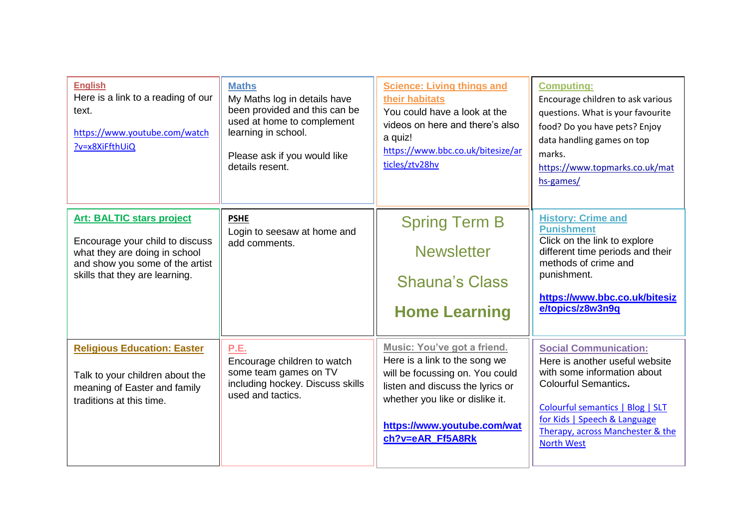# Spring Term B Newsletter

# Shauna's Class

# **Home Learning**

### English

Here is a link to a reading of our text.

https://www.youtube.com/watch?v=x8XiFfthUiQ

### Maths

My Maths log in details have been provided and this can be used at home to complement learning in school.

Please ask if you would like details resent.

### Science: Living things and their habitats

You could have a look at the videos on here and there's also a quiz!

https://www.bbc.co.uk/bitesize/articles/ztv28hv

### Computing:

Encourage children to ask various questions. What is your favourite food? Do you have pets? Enjoy data handling games on top marks.

https://www.topmarks.co.uk/maths-games/

### Art: BALTIC stars project

Encourage your child to discuss what they are doing in school and show you some of the artist skills that they are learning.

### PSHE

Login to seesaw at home and add comments.

### History: Crime and Punishment

Click on the link to explore different time periods and their methods of crime and punishment.

**https://www.bbc.co.uk/bitesize/topics/z8w3n9q**

### Religious Education: Easter

Talk to your children about the meaning of Easter and family traditions at this time.

### P.E.

Encourage children to watch some team games on TV including hockey. Discuss skills used and tactics.

### Music: You've got a friend.

Here is a link to the song we will be focussing on. You could listen and discuss the lyrics or whether you like or dislike it.

**https://www.youtube.com/watch?v=eAR_Ff5A8Rk**

### Social Communication:

Here is another useful website with some information about Colourful Semantics**.**

Colourful semantics | Blog | SLT for Kids | Speech & Language Therapy, across Manchester & the North West